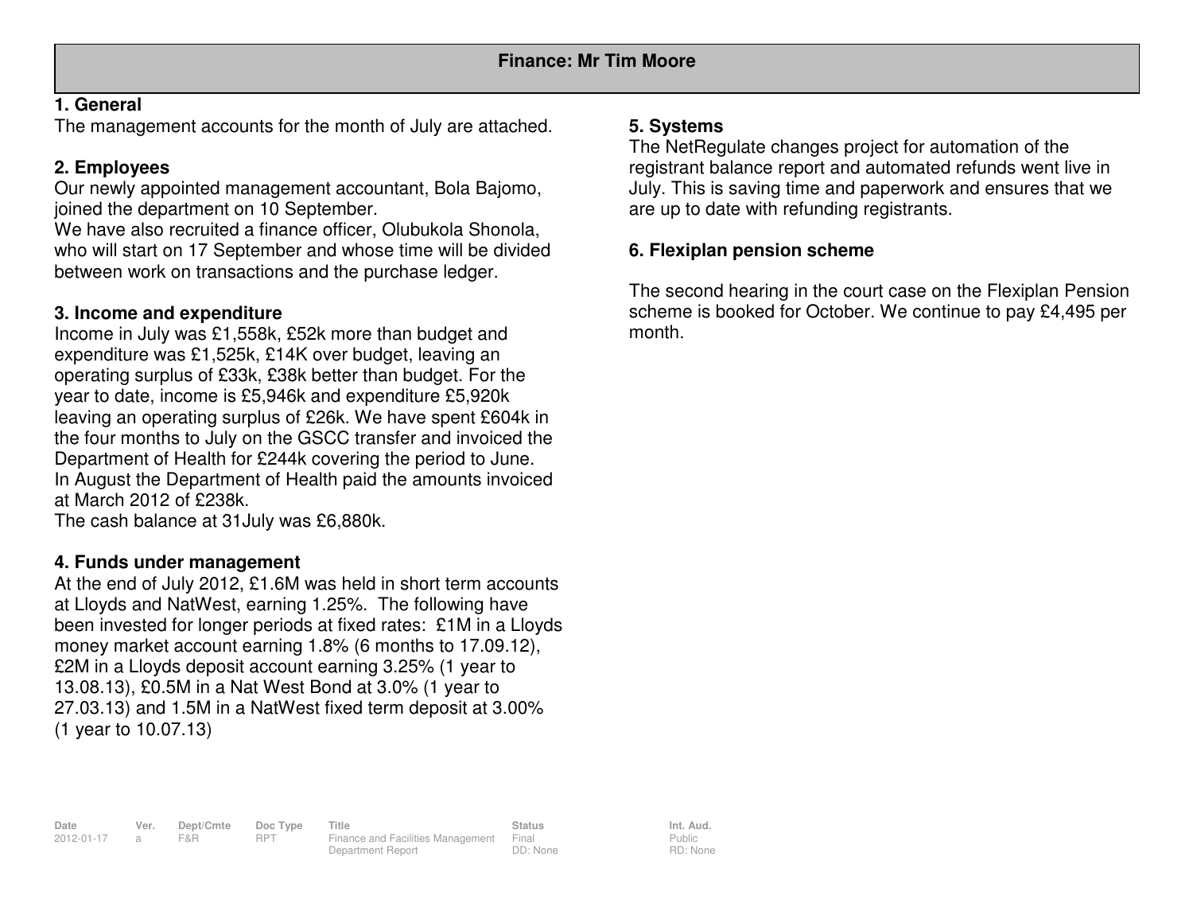## Finance: Mr Tim Moore

### 1. General

The management accounts for the month of July are attached.

### 2. Employees

Our newly appointed management accountant, Bola Bajomo, joined the department on 10 September.
We have also recruited a finance officer, Olubukola Shonola, who will start on 17 September and whose time will be divided between work on transactions and the purchase ledger.

### 3. Income and expenditure

Income in July was £1,558k, £52k more than budget and expenditure was £1,525k, £14K over budget, leaving an operating surplus of £33k, £38k better than budget. For the year to date, income is £5,946k and expenditure £5,920k leaving an operating surplus of £26k. We have spent £604k in the four months to July on the GSCC transfer and invoiced the Department of Health for £244k covering the period to June. In August the Department of Health paid the amounts invoiced at March 2012 of £238k.
The cash balance at 31July was £6,880k.

### 4. Funds under management

At the end of July 2012, £1.6M was held in short term accounts at Lloyds and NatWest, earning 1.25%. The following have been invested for longer periods at fixed rates: £1M in a Lloyds money market account earning 1.8% (6 months to 17.09.12), £2M in a Lloyds deposit account earning 3.25% (1 year to 13.08.13), £0.5M in a Nat West Bond at 3.0% (1 year to 27.03.13) and 1.5M in a NatWest fixed term deposit at 3.00% (1 year to 10.07.13)

### 5. Systems

The NetRegulate changes project for automation of the registrant balance report and automated refunds went live in July. This is saving time and paperwork and ensures that we are up to date with refunding registrants.

### 6. Flexiplan pension scheme

The second hearing in the court case on the Flexiplan Pension scheme is booked for October. We continue to pay £4,495 per month.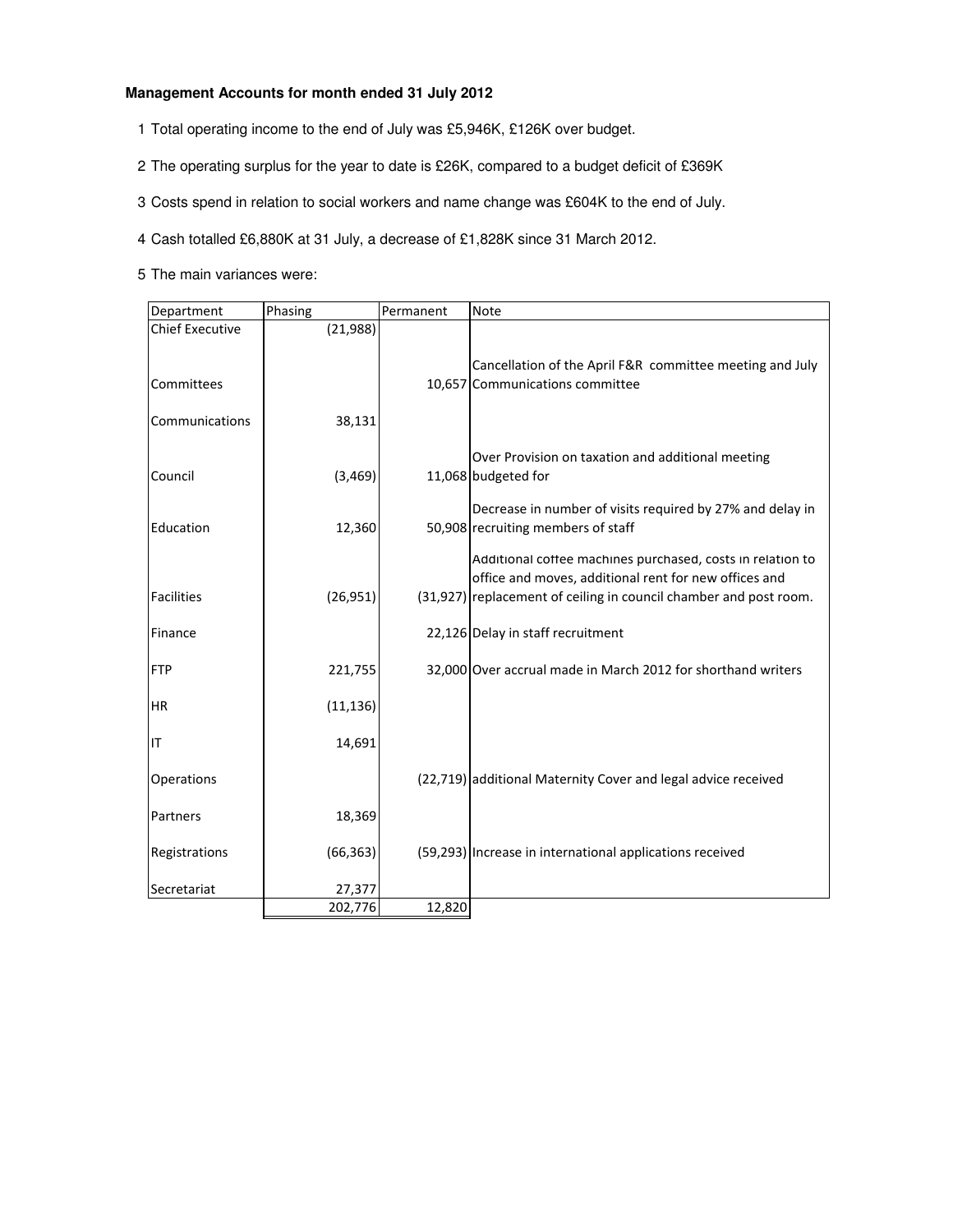**Management Accounts for month ended 31 July 2012**

1. Total operating income to the end of July was £5,946K, £126K over budget.
2. The operating surplus for the year to date is £26K, compared to a budget deficit of £369K
3. Costs spend in relation to social workers and name change was £604K to the end of July.
4. Cash totalled £6,880K at 31 July, a decrease of £1,828K since 31 March 2012.
5. The main variances were:

| Department | Phasing | Permanent | Note |
|---|---|---|---|
| Chief Executive | (21,988) | | |
| Committees | | 10,657 | Cancellation of the April F&R committee meeting and July Communications committee |
| Communications | 38,131 | | |
| Council | (3,469) | 11,068 | Over Provision on taxation and additional meeting budgeted for |
| Education | 12,360 | 50,908 | Decrease in number of visits required by 27% and delay in recruiting members of staff |
| Facilities | (26,951) | (31,927) | Additional coffee machines purchased, costs in relation to office and moves, additional rent for new offices and replacement of ceiling in council chamber and post room. |
| Finance | | 22,126 | Delay in staff recruitment |
| FTP | 221,755 | 32,000 | Over accrual made in March 2012 for shorthand writers |
| HR | (11,136) | | |
| IT | 14,691 | | |
| Operations | | (22,719) | additional Maternity Cover and legal advice received |
| Partners | 18,369 | | |
| Registrations | (66,363) | (59,293) | Increase in international applications received |
| Secretariat | 27,377 | | |
| | 202,776 | 12,820 | |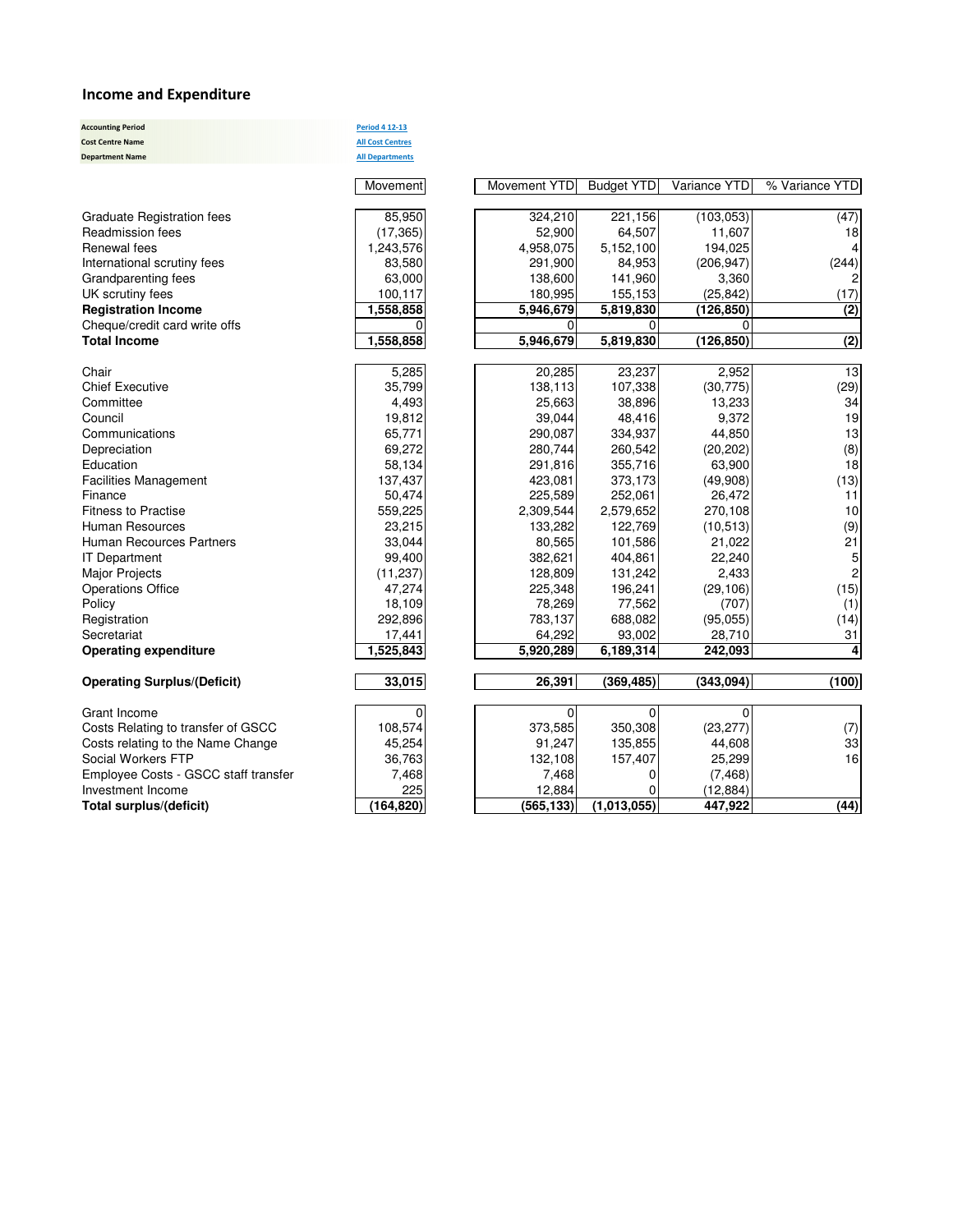## Income and Expenditure

| | |
|---|---|
| **Accounting Period** | Period 4 12-13 |
| **Cost Centre Name** | All Cost Centres |
| **Department Name** | All Departments |

| | Movement | Movement YTD | Budget YTD | Variance YTD | % Variance YTD |
|---|---|---|---|---|---|
| Graduate Registration fees | 85,950 | 324,210 | 221,156 | (103,053) | (47) |
| Readmission fees | (17,365) | 52,900 | 64,507 | 11,607 | 18 |
| Renewal fees | 1,243,576 | 4,958,075 | 5,152,100 | 194,025 | 4 |
| International scrutiny fees | 83,580 | 291,900 | 84,953 | (206,947) | (244) |
| Grandparenting fees | 63,000 | 138,600 | 141,960 | 3,360 | 2 |
| UK scrutiny fees | 100,117 | 180,995 | 155,153 | (25,842) | (17) |
| **Registration Income** | **1,558,858** | **5,946,679** | **5,819,830** | **(126,850)** | **(2)** |
| Cheque/credit card write offs | 0 | 0 | 0 | 0 | |
| **Total Income** | **1,558,858** | **5,946,679** | **5,819,830** | **(126,850)** | **(2)** |
| | | | | | |
| Chair | 5,285 | 20,285 | 23,237 | 2,952 | 13 |
| Chief Executive | 35,799 | 138,113 | 107,338 | (30,775) | (29) |
| Committee | 4,493 | 25,663 | 38,896 | 13,233 | 34 |
| Council | 19,812 | 39,044 | 48,416 | 9,372 | 19 |
| Communications | 65,771 | 290,087 | 334,937 | 44,850 | 13 |
| Depreciation | 69,272 | 280,744 | 260,542 | (20,202) | (8) |
| Education | 58,134 | 291,816 | 355,716 | 63,900 | 18 |
| Facilities Management | 137,437 | 423,081 | 373,173 | (49,908) | (13) |
| Finance | 50,474 | 225,589 | 252,061 | 26,472 | 11 |
| Fitness to Practise | 559,225 | 2,309,544 | 2,579,652 | 270,108 | 10 |
| Human Resources | 23,215 | 133,282 | 122,769 | (10,513) | (9) |
| Human Recources Partners | 33,044 | 80,565 | 101,586 | 21,022 | 21 |
| IT Department | 99,400 | 382,621 | 404,861 | 22,240 | 5 |
| Major Projects | (11,237) | 128,809 | 131,242 | 2,433 | 2 |
| Operations Office | 47,274 | 225,348 | 196,241 | (29,106) | (15) |
| Policy | 18,109 | 78,269 | 77,562 | (707) | (1) |
| Registration | 292,896 | 783,137 | 688,082 | (95,055) | (14) |
| Secretariat | 17,441 | 64,292 | 93,002 | 28,710 | 31 |
| **Operating expenditure** | **1,525,843** | **5,920,289** | **6,189,314** | **242,093** | **4** |
| | | | | | |
| **Operating Surplus/(Deficit)** | **33,015** | **26,391** | **(369,485)** | **(343,094)** | **(100)** |
| | | | | | |
| Grant Income | 0 | 0 | 0 | 0 | |
| Costs Relating to transfer of GSCC | 108,574 | 373,585 | 350,308 | (23,277) | (7) |
| Costs relating to the Name Change | 45,254 | 91,247 | 135,855 | 44,608 | 33 |
| Social Workers FTP | 36,763 | 132,108 | 157,407 | 25,299 | 16 |
| Employee Costs - GSCC staff transfer | 7,468 | 7,468 | 0 | (7,468) | |
| Investment Income | 225 | 12,884 | 0 | (12,884) | |
| **Total surplus/(deficit)** | **(164,820)** | **(565,133)** | **(1,013,055)** | **447,922** | **(44)** |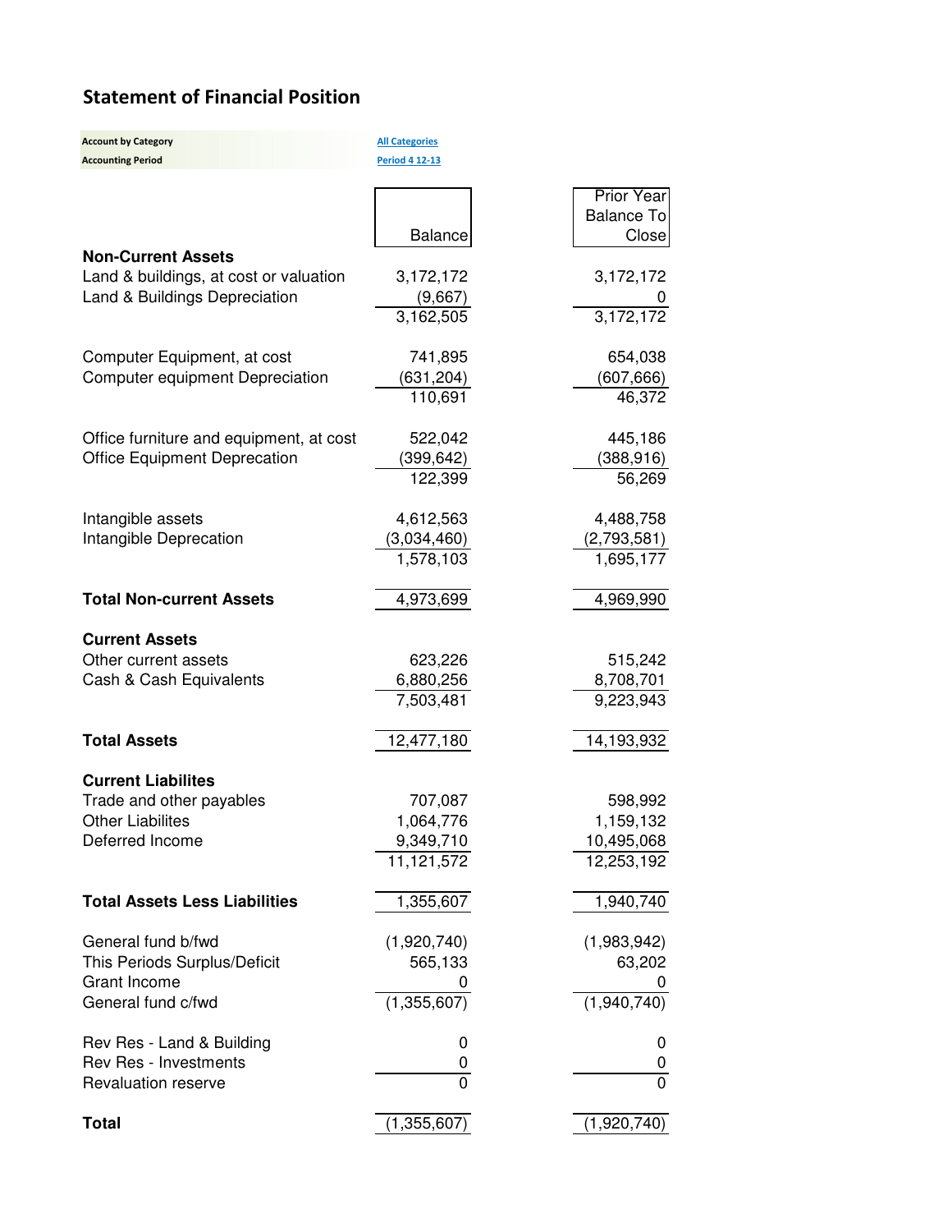## Statement of Financial Position

| | |
|---|---|
| **Account by Category** | All Categories |
| **Accounting Period** | Period 4 12-13 |

| | Balance | Prior Year Balance To Close |
|---|---|---|
| **Non-Current Assets** | | |
| Land & buildings, at cost or valuation | 3,172,172 | 3,172,172 |
| Land & Buildings Depreciation | (9,667) | 0 |
| | 3,162,505 | 3,172,172 |
| | | |
| Computer Equipment, at cost | 741,895 | 654,038 |
| Computer equipment Depreciation | (631,204) | (607,666) |
| | 110,691 | 46,372 |
| | | |
| Office furniture and equipment, at cost | 522,042 | 445,186 |
| Office Equipment Deprecation | (399,642) | (388,916) |
| | 122,399 | 56,269 |
| | | |
| Intangible assets | 4,612,563 | 4,488,758 |
| Intangible Deprecation | (3,034,460) | (2,793,581) |
| | 1,578,103 | 1,695,177 |
| | | |
| **Total Non-current Assets** | 4,973,699 | 4,969,990 |
| | | |
| **Current Assets** | | |
| Other current assets | 623,226 | 515,242 |
| Cash & Cash Equivalents | 6,880,256 | 8,708,701 |
| | 7,503,481 | 9,223,943 |
| | | |
| **Total Assets** | 12,477,180 | 14,193,932 |
| | | |
| **Current Liabilites** | | |
| Trade and other payables | 707,087 | 598,992 |
| Other Liabilites | 1,064,776 | 1,159,132 |
| Deferred Income | 9,349,710 | 10,495,068 |
| | 11,121,572 | 12,253,192 |
| | | |
| **Total Assets Less Liabilities** | 1,355,607 | 1,940,740 |
| | | |
| General fund b/fwd | (1,920,740) | (1,983,942) |
| This Periods Surplus/Deficit | 565,133 | 63,202 |
| Grant Income | 0 | 0 |
| General fund c/fwd | (1,355,607) | (1,940,740) |
| | | |
| Rev Res - Land & Building | 0 | 0 |
| Rev Res - Investments | 0 | 0 |
| Revaluation reserve | 0 | 0 |
| | | |
| **Total** | (1,355,607) | (1,920,740) |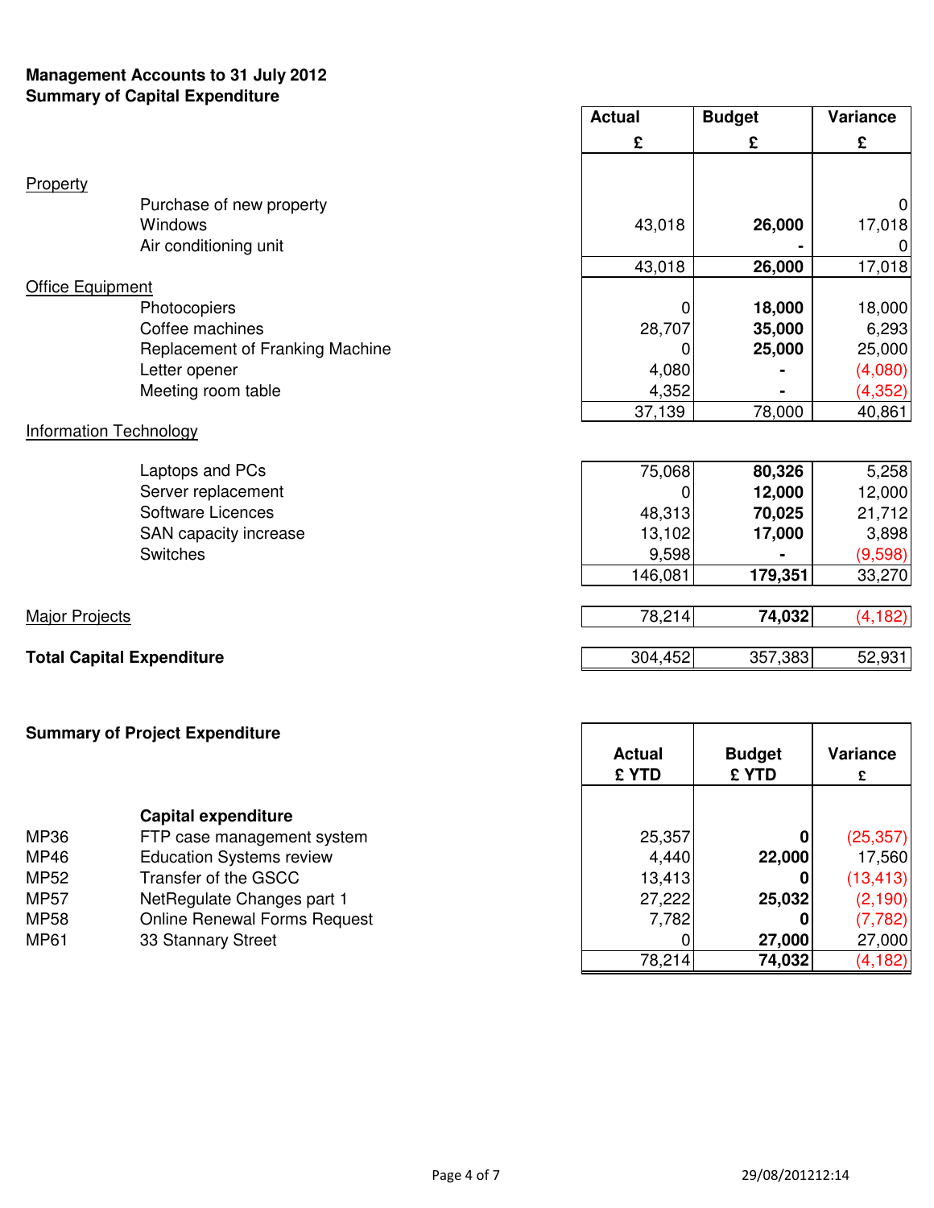**Management Accounts to 31 July 2012**
**Summary of Capital Expenditure**

| | | Actual £ | Budget £ | Variance £ |
|---|---|---|---|---|
| Property | | | | |
| | Purchase of new property | | | 0 |
| | Windows | 43,018 | **26,000** | 17,018 |
| | Air conditioning unit | | **-** | 0 |
| | | 43,018 | **26,000** | 17,018 |
| Office Equipment | | | | |
| | Photocopiers | 0 | **18,000** | 18,000 |
| | Coffee machines | 28,707 | **35,000** | 6,293 |
| | Replacement of Franking Machine | 0 | **25,000** | 25,000 |
| | Letter opener | 4,080 | **-** | (4,080) |
| | Meeting room table | 4,352 | **-** | (4,352) |
| | | 37,139 | 78,000 | 40,861 |
| Information Technology | | | | |
| | Laptops and PCs | 75,068 | **80,326** | 5,258 |
| | Server replacement | 0 | **12,000** | 12,000 |
| | Software Licences | 48,313 | **70,025** | 21,712 |
| | SAN capacity increase | 13,102 | **17,000** | 3,898 |
| | Switches | 9,598 | **-** | (9,598) |
| | | 146,081 | **179,351** | 33,270 |
| Major Projects | | 78,214 | **74,032** | (4,182) |
| **Total Capital Expenditure** | | 304,452 | 357,383 | 52,931 |

**Summary of Project Expenditure**

| | | Actual £ YTD | Budget £ YTD | Variance £ |
|---|---|---|---|---|
| | **Capital expenditure** | | | |
| MP36 | FTP case management system | 25,357 | **0** | (25,357) |
| MP46 | Education Systems review | 4,440 | **22,000** | 17,560 |
| MP52 | Transfer of the GSCC | 13,413 | **0** | (13,413) |
| MP57 | NetRegulate Changes part 1 | 27,222 | **25,032** | (2,190) |
| MP58 | Online Renewal Forms Request | 7,782 | **0** | (7,782) |
| MP61 | 33 Stannary Street | 0 | **27,000** | 27,000 |
| | | 78,214 | **74,032** | (4,182) |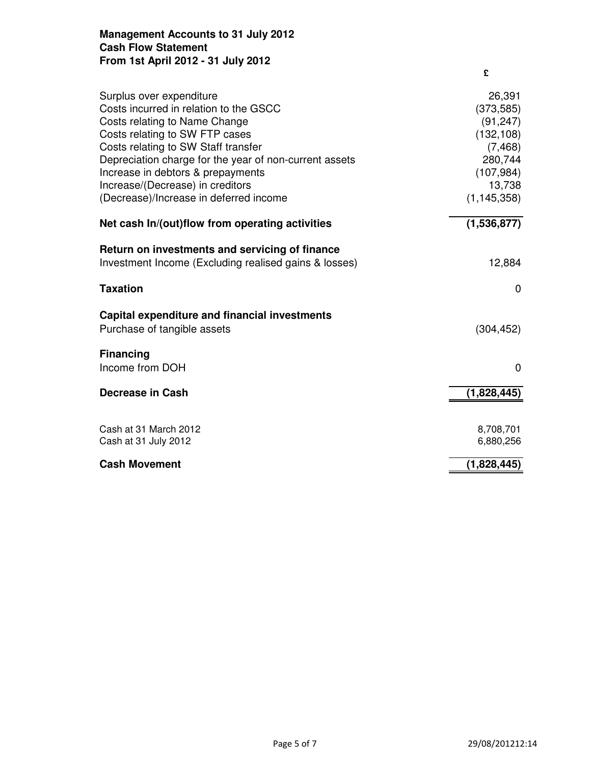**Management Accounts to 31 July 2012**
**Cash Flow Statement**
**From 1st April 2012 - 31 July 2012**

| | £ |
|---|---|
| Surplus over expenditure | 26,391 |
| Costs incurred in relation to the GSCC | (373,585) |
| Costs relating to Name Change | (91,247) |
| Costs relating to SW FTP cases | (132,108) |
| Costs relating to SW Staff transfer | (7,468) |
| Depreciation charge for the year of non-current assets | 280,744 |
| Increase in debtors & prepayments | (107,984) |
| Increase/(Decrease) in creditors | 13,738 |
| (Decrease)/Increase in deferred income | (1,145,358) |
| **Net cash In/(out)flow from operating activities** | **(1,536,877)** |
| **Return on investments and servicing of finance** | |
| Investment Income (Excluding realised gains & losses) | 12,884 |
| **Taxation** | 0 |
| **Capital expenditure and financial investments** | |
| Purchase of tangible assets | (304,452) |
| **Financing** | |
| Income from DOH | 0 |
| **Decrease in Cash** | **(1,828,445)** |
| Cash at 31 March 2012 | 8,708,701 |
| Cash at 31 July 2012 | 6,880,256 |
| **Cash Movement** | **(1,828,445)** |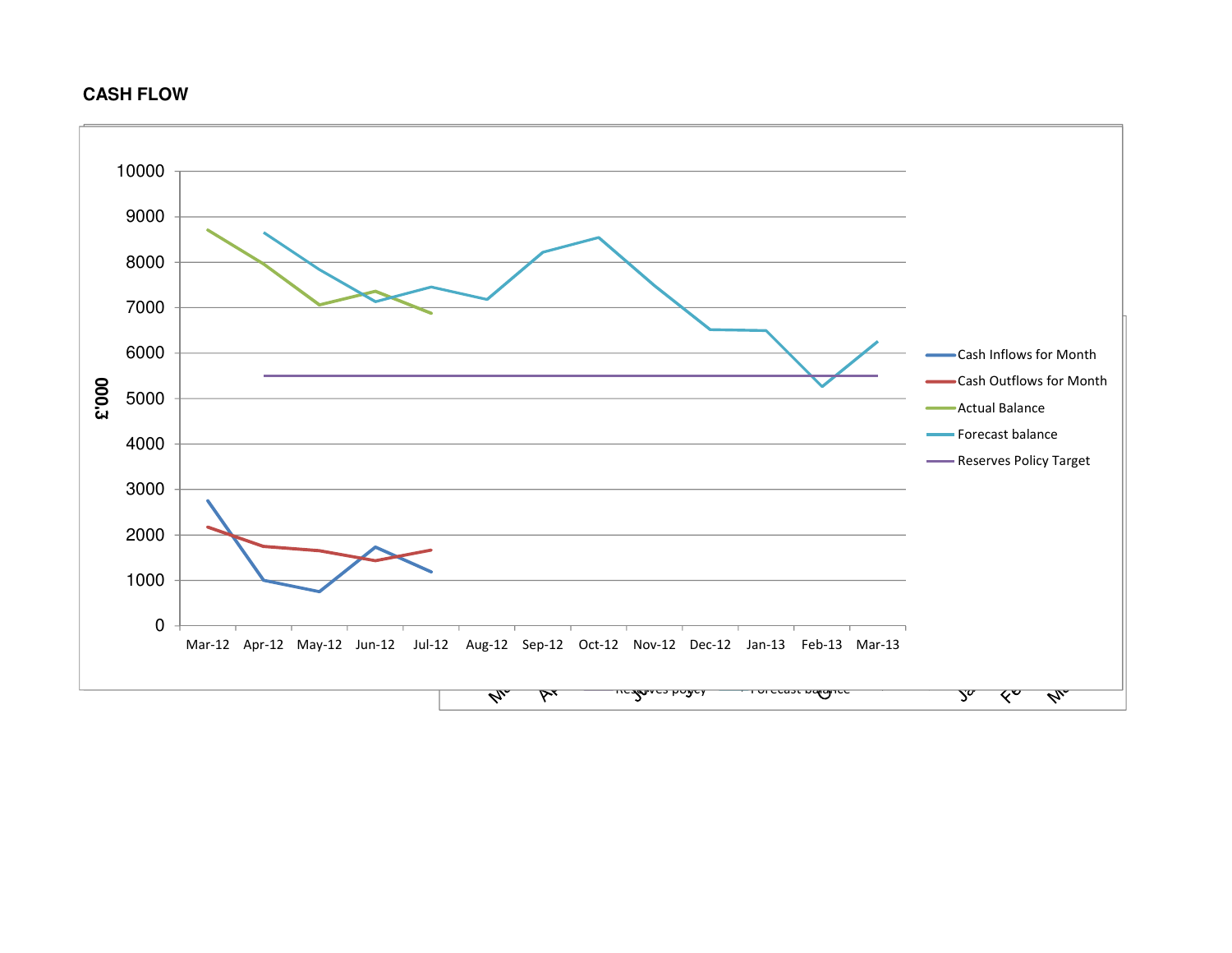## CASH FLOW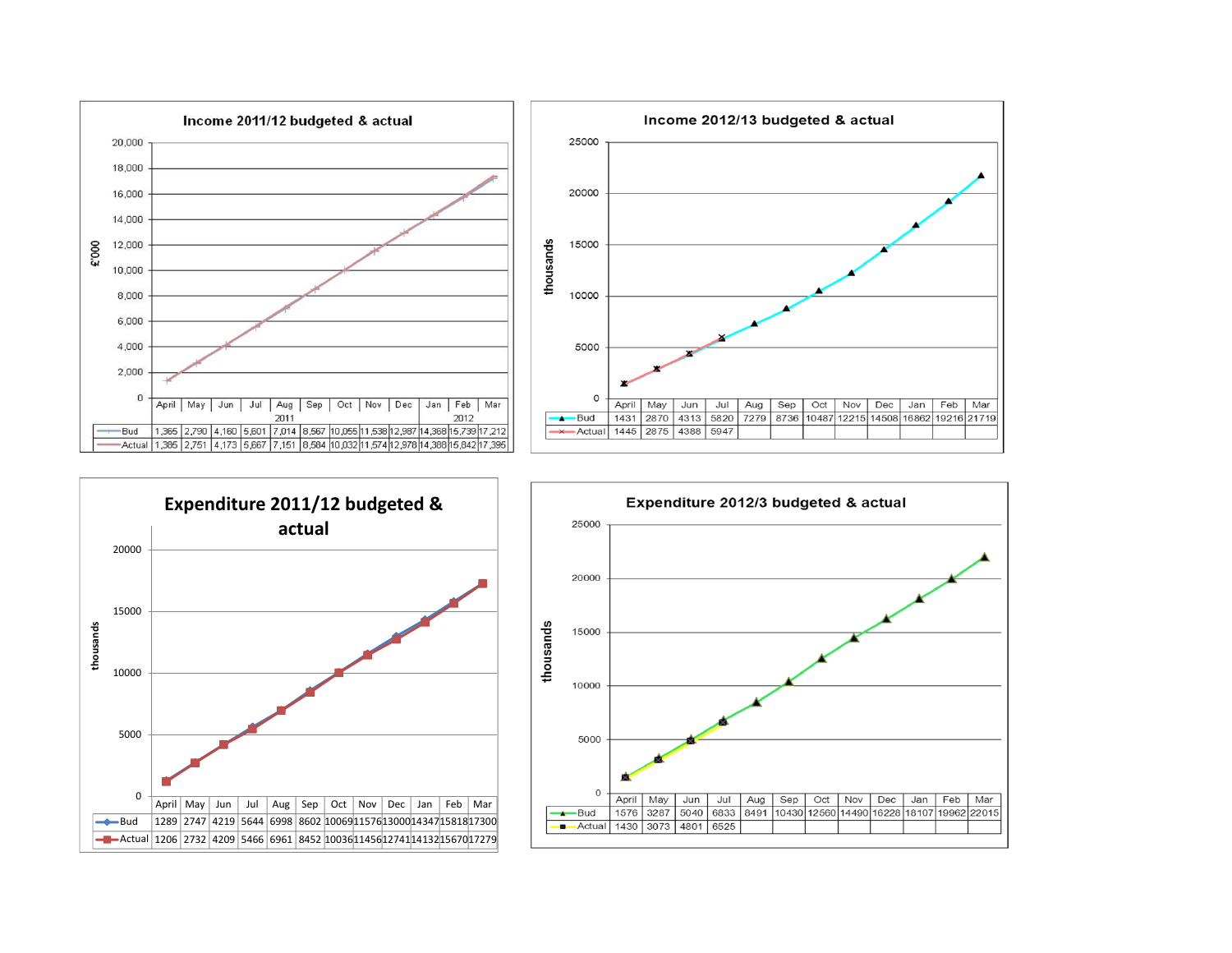**Income 2011/12 budgeted & actual**

£000's

20,000
18,000
16,000
14,000
12,000
10,000
8,000
6,000
4,000
2,000
0

April May Jun Jul Aug Sep Oct Nov Dec Jan Feb Mar
2011 2012

Bud 1,365 2,790 4,160 5,601 7,014 8,567 10,055 11,538 12,987 14,368 15,739 17,212

Actual 1,385 2,751 4,173 5,667 7,151 8,584 10,032 11,574 12,978 14,388 15,842 17,395

**Income 2012/13 budgeted & actual**

thousands

25000
20000
15000
10000
5000
0

April May Jun Jul Aug Sep Oct Nov Dec Jan Feb Mar

Bud 1431 2870 4313 5820 7279 8736 10487 12215 14508 16862 19216 21719

Actual 1445 2875 4388 5947

**Expenditure 2011/12 budgeted & actual**

thousands

20000
15000
10000
5000
0

April May Jun Jul Aug Sep Oct Nov Dec Jan Feb Mar

Bud 1289 2747 4219 5644 6998 8602 10069 11576 13000 14347 15818 17300

Actual 1206 2732 4209 5466 6961 8452 10036 11456 12741 14132 15670 17279

**Expenditure 2012/3 budgeted & actual**

thousands

25000
20000
15000
10000
5000
0

April May Jun Jul Aug Sep Oct Nov Dec Jan Feb Mar

Bud 1576 3287 5040 6833 8491 10430 12560 14490 16228 18107 19962 22015

Actual 1430 3073 4801 6525